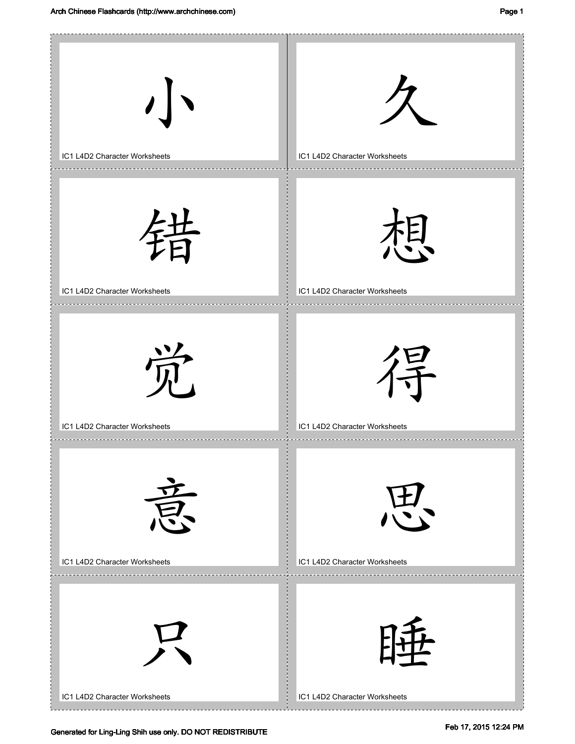| | |
|---|---|
| 小<br>IC1 L4D2 Character Worksheets | 久<br>IC1 L4D2 Character Worksheets |
| 错<br>IC1 L4D2 Character Worksheets | 想<br>IC1 L4D2 Character Worksheets |
| 觉<br>IC1 L4D2 Character Worksheets | 得<br>IC1 L4D2 Character Worksheets |
| 意<br>IC1 L4D2 Character Worksheets | 思<br>IC1 L4D2 Character Worksheets |
| 只<br>IC1 L4D2 Character Worksheets | 睡<br>IC1 L4D2 Character Worksheets |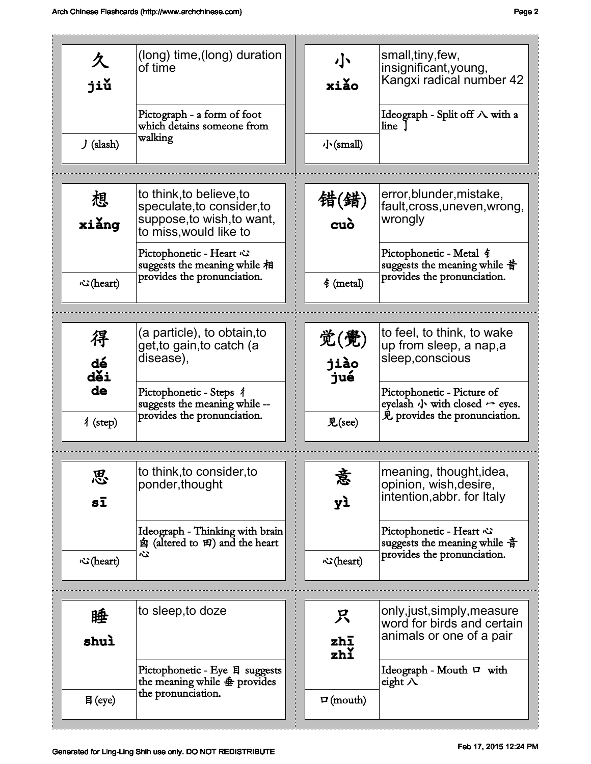| Character | Pinyin | Radical | Definition | Formation |
| --- | --- | --- | --- | --- |
| 久 | jiǔ | 丿 (slash) | (long) time,(long) duration of time | Pictograph - a form of foot which detains someone from walking |
| 小 | xiǎo | 小(small) | small,tiny,few, insignificant,young, Kangxi radical number 42 | Ideograph - Split off 八 with a line 亅 |
| 想 | xiǎng | 心(heart) | to think,to believe,to speculate,to consider,to suppose,to wish,to want, to miss,would like to | Pictophonetic - Heart 心 suggests the meaning while 相 provides the pronunciation. |
| 错(錯) | cuò | 钅(metal) | error,blunder,mistake, fault,cross,uneven,wrong, wrongly | Pictophonetic - Metal 钅 suggests the meaning while 昔 provides the pronunciation. |
| 得 | dé děi de | 彳(step) | (a particle), to obtain,to get,to gain,to catch (a disease), | Pictophonetic - Steps 彳 suggests the meaning while -- provides the pronunciation. |
| 觉(覺) | jiào jué | 见(see) | to feel, to think, to wake up from sleep, a nap,a sleep,conscious | Pictophonetic - Picture of eyelash 小 with closed 冖 eyes. 见 provides the pronunciation. |
| 思 | sī | 心(heart) | to think,to consider,to ponder,thought | Ideograph - Thinking with brain 囟 (altered to 田) and the heart 心 |
| 意 | yì | 心(heart) | meaning, thought,idea, opinion, wish,desire, intention,abbr. for Italy | Pictophonetic - Heart 心 suggests the meaning while 音 provides the pronunciation. |
| 睡 | shuì | 目(eye) | to sleep,to doze | Pictophonetic - Eye 目 suggests the meaning while 垂 provides the pronunciation. |
| 只 | zhī zhǐ | 口(mouth) | only,just,simply,measure word for birds and certain animals or one of a pair | Ideograph - Mouth 口 with eight 八 |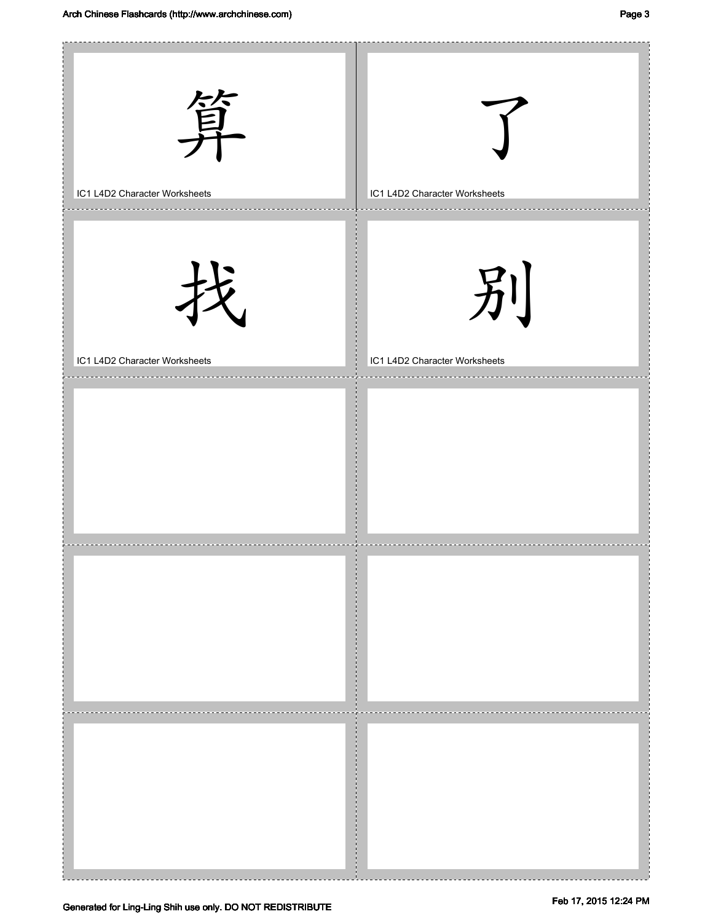算

IC1 L4D2 Character Worksheets

了

IC1 L4D2 Character Worksheets

找

IC1 L4D2 Character Worksheets

別

IC1 L4D2 Character Worksheets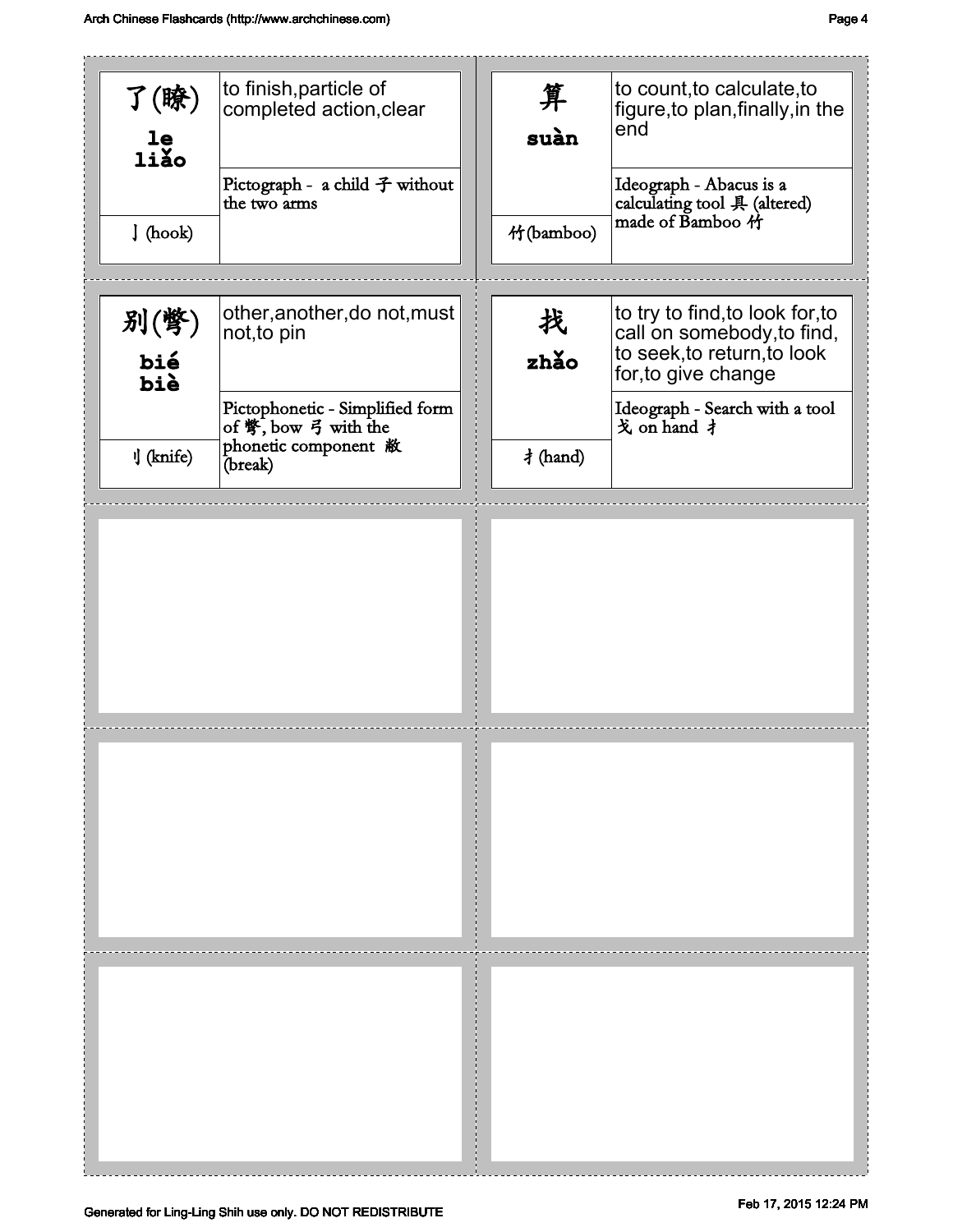## 了(瞭)

**le**
**liǎo**

亅 (hook)

to finish,particle of completed action,clear

Pictograph - a child 子 without the two arms

## 算

**suàn**

竹(bamboo)

to count,to calculate,to figure,to plan,finally,in the end

Ideograph - Abacus is a calculating tool 具 (altered) made of Bamboo 竹

## 别(彆)

**bié**
**biè**

刂 (knife)

other,another,do not,must not,to pin

Pictophonetic - Simplified form of 彆, bow 弓 with the phonetic component 敝 (break)

## 找

**zhǎo**

扌 (hand)

to try to find,to look for,to call on somebody,to find, to seek,to return,to look for,to give change

Ideograph - Search with a tool 戈 on hand 扌